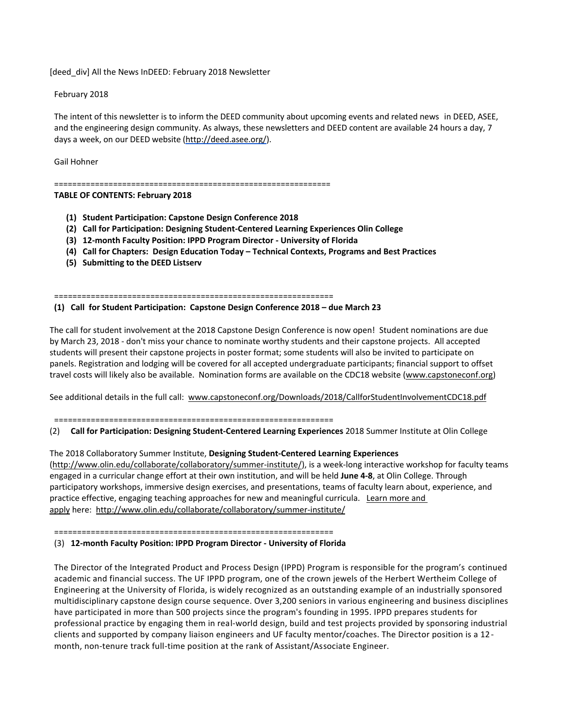[deed_div] All the News InDEED: February 2018 Newsletter

February 2018

The intent of this newsletter is to inform the DEED community about upcoming events and related news in DEED, ASEE, and the engineering design community. As always, these newsletters and DEED content are available 24 hours a day, 7 days a week, on our DEED website (http://deed.asee.org/).

Gail Hohner

============================================================

**TABLE OF CONTENTS: February 2018**

1. **Student Participation: Capstone Design Conference 2018**
2. **Call for Participation: Designing Student-Centered Learning Experiences Olin College**
3. **12-month Faculty Position: IPPD Program Director - University of Florida**
4. **Call for Chapters: Design Education Today – Technical Contexts, Programs and Best Practices**
5. **Submitting to the DEED Listserv**

============================================================

**(1) Call for Student Participation: Capstone Design Conference 2018 – due March 23**

The call for student involvement at the 2018 Capstone Design Conference is now open! Student nominations are due by March 23, 2018 - don't miss your chance to nominate worthy students and their capstone projects. All accepted students will present their capstone projects in poster format; some students will also be invited to participate on panels. Registration and lodging will be covered for all accepted undergraduate participants; financial support to offset travel costs will likely also be available. Nomination forms are available on the CDC18 website (www.capstoneconf.org)

See additional details in the full call: www.capstoneconf.org/Downloads/2018/CallforStudentInvolvementCDC18.pdf

============================================================

(2) **Call for Participation: Designing Student-Centered Learning Experiences** 2018 Summer Institute at Olin College

The 2018 Collaboratory Summer Institute, **Designing Student-Centered Learning Experiences** (http://www.olin.edu/collaborate/collaboratory/summer-institute/), is a week-long interactive workshop for faculty teams engaged in a curricular change effort at their own institution, and will be held **June 4-8**, at Olin College. Through participatory workshops, immersive design exercises, and presentations, teams of faculty learn about, experience, and practice effective, engaging teaching approaches for new and meaningful curricula. Learn more and apply here: http://www.olin.edu/collaborate/collaboratory/summer-institute/

============================================================

(3) **12-month Faculty Position: IPPD Program Director - University of Florida**

The Director of the Integrated Product and Process Design (IPPD) Program is responsible for the program's continued academic and financial success. The UF IPPD program, one of the crown jewels of the Herbert Wertheim College of Engineering at the University of Florida, is widely recognized as an outstanding example of an industrially sponsored multidisciplinary capstone design course sequence. Over 3,200 seniors in various engineering and business disciplines have participated in more than 500 projects since the program's founding in 1995. IPPD prepares students for professional practice by engaging them in real-world design, build and test projects provided by sponsoring industrial clients and supported by company liaison engineers and UF faculty mentor/coaches. The Director position is a 12-month, non-tenure track full-time position at the rank of Assistant/Associate Engineer.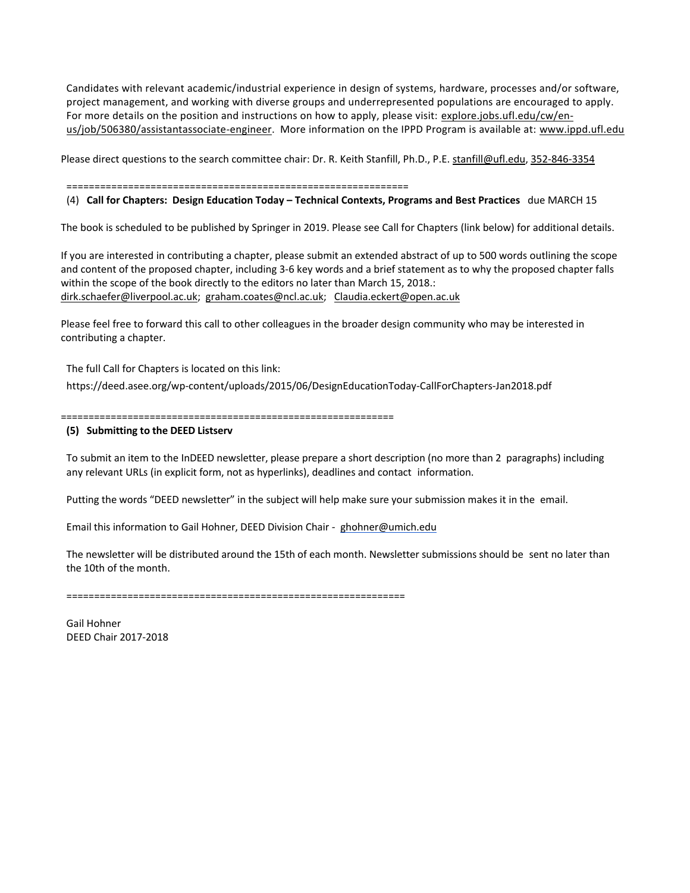Candidates with relevant academic/industrial experience in design of systems, hardware, processes and/or software, project management, and working with diverse groups and underrepresented populations are encouraged to apply. For more details on the position and instructions on how to apply, please visit: explore.jobs.ufl.edu/cw/en-us/job/506380/assistantassociate-engineer. More information on the IPPD Program is available at: www.ippd.ufl.edu

Please direct questions to the search committee chair: Dr. R. Keith Stanfill, Ph.D., P.E. stanfill@ufl.edu, 352-846-3354

============================================================

(4) **Call for Chapters: Design Education Today – Technical Contexts, Programs and Best Practices** due MARCH 15

The book is scheduled to be published by Springer in 2019. Please see Call for Chapters (link below) for additional details.

If you are interested in contributing a chapter, please submit an extended abstract of up to 500 words outlining the scope and content of the proposed chapter, including 3-6 key words and a brief statement as to why the proposed chapter falls within the scope of the book directly to the editors no later than March 15, 2018.: dirk.schaefer@liverpool.ac.uk; graham.coates@ncl.ac.uk; Claudia.eckert@open.ac.uk

Please feel free to forward this call to other colleagues in the broader design community who may be interested in contributing a chapter.

The full Call for Chapters is located on this link:

https://deed.asee.org/wp-content/uploads/2015/06/DesignEducationToday-CallForChapters-Jan2018.pdf

============================================================

**(5) Submitting to the DEED Listserv**

To submit an item to the InDEED newsletter, please prepare a short description (no more than 2 paragraphs) including any relevant URLs (in explicit form, not as hyperlinks), deadlines and contact information.

Putting the words "DEED newsletter" in the subject will help make sure your submission makes it in the email.

Email this information to Gail Hohner, DEED Division Chair - ghohner@umich.edu

The newsletter will be distributed around the 15th of each month. Newsletter submissions should be sent no later than the 10th of the month.

============================================================

Gail Hohner
DEED Chair 2017-2018